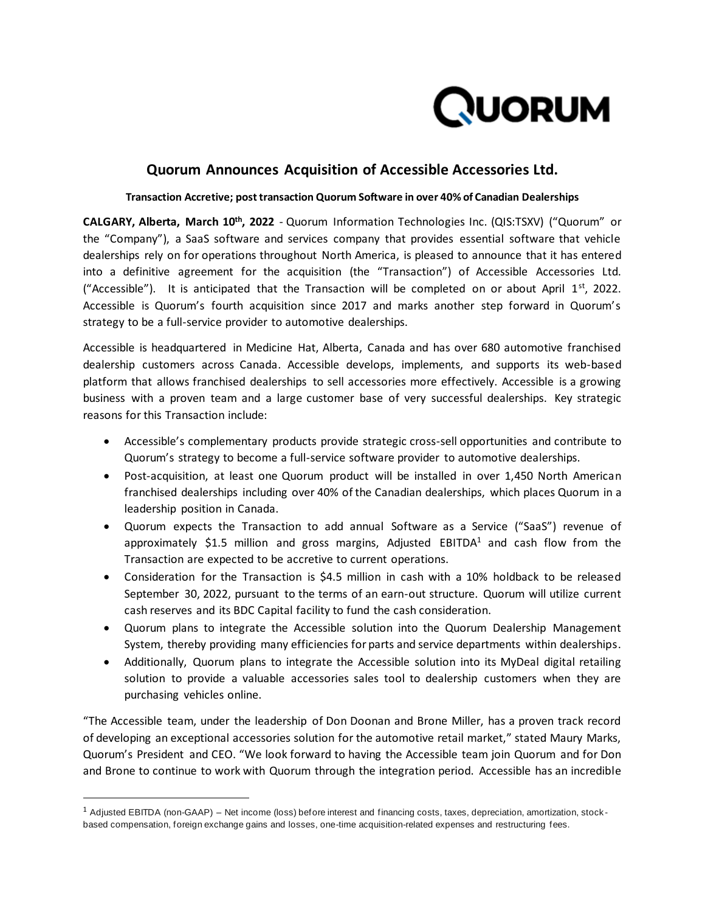# Quorum Announces Acquisition of Accessible Accessories Ltd.

**Transaction Accretive; post transaction Quorum Software in over 40% of Canadian Dealerships**

**CALGARY, Alberta, March 10th, 2022** - Quorum Information Technologies Inc. (QIS:TSXV) ("Quorum" or the "Company"), a SaaS software and services company that provides essential software that vehicle dealerships rely on for operations throughout North America, is pleased to announce that it has entered into a definitive agreement for the acquisition (the "Transaction") of Accessible Accessories Ltd. ("Accessible"). It is anticipated that the Transaction will be completed on or about April 1st, 2022. Accessible is Quorum's fourth acquisition since 2017 and marks another step forward in Quorum's strategy to be a full-service provider to automotive dealerships.

Accessible is headquartered in Medicine Hat, Alberta, Canada and has over 680 automotive franchised dealership customers across Canada. Accessible develops, implements, and supports its web-based platform that allows franchised dealerships to sell accessories more effectively. Accessible is a growing business with a proven team and a large customer base of very successful dealerships. Key strategic reasons for this Transaction include:

- Accessible's complementary products provide strategic cross-sell opportunities and contribute to Quorum's strategy to become a full-service software provider to automotive dealerships.
- Post-acquisition, at least one Quorum product will be installed in over 1,450 North American franchised dealerships including over 40% of the Canadian dealerships, which places Quorum in a leadership position in Canada.
- Quorum expects the Transaction to add annual Software as a Service ("SaaS") revenue of approximately $1.5 million and gross margins, Adjusted EBITDA[1] and cash flow from the Transaction are expected to be accretive to current operations.
- Consideration for the Transaction is $4.5 million in cash with a 10% holdback to be released September 30, 2022, pursuant to the terms of an earn-out structure. Quorum will utilize current cash reserves and its BDC Capital facility to fund the cash consideration.
- Quorum plans to integrate the Accessible solution into the Quorum Dealership Management System, thereby providing many efficiencies for parts and service departments within dealerships.
- Additionally, Quorum plans to integrate the Accessible solution into its MyDeal digital retailing solution to provide a valuable accessories sales tool to dealership customers when they are purchasing vehicles online.

"The Accessible team, under the leadership of Don Doonan and Brone Miller, has a proven track record of developing an exceptional accessories solution for the automotive retail market," stated Maury Marks, Quorum's President and CEO. "We look forward to having the Accessible team join Quorum and for Don and Brone to continue to work with Quorum through the integration period. Accessible has an incredible

[1] Adjusted EBITDA (non-GAAP) – Net income (loss) before interest and financing costs, taxes, depreciation, amortization, stock-based compensation, foreign exchange gains and losses, one-time acquisition-related expenses and restructuring fees.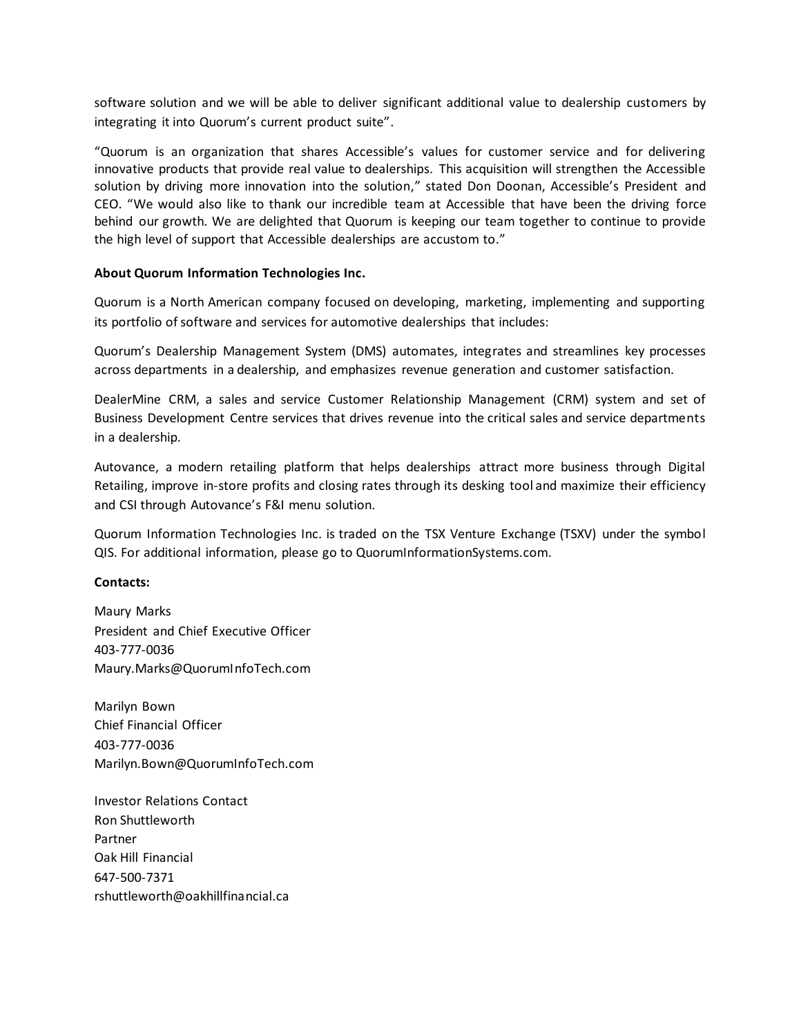software solution and we will be able to deliver significant additional value to dealership customers by integrating it into Quorum's current product suite".

"Quorum is an organization that shares Accessible's values for customer service and for delivering innovative products that provide real value to dealerships. This acquisition will strengthen the Accessible solution by driving more innovation into the solution," stated Don Doonan, Accessible's President and CEO. "We would also like to thank our incredible team at Accessible that have been the driving force behind our growth. We are delighted that Quorum is keeping our team together to continue to provide the high level of support that Accessible dealerships are accustom to."

**About Quorum Information Technologies Inc.**

Quorum is a North American company focused on developing, marketing, implementing and supporting its portfolio of software and services for automotive dealerships that includes:

Quorum's Dealership Management System (DMS) automates, integrates and streamlines key processes across departments in a dealership, and emphasizes revenue generation and customer satisfaction.

DealerMine CRM, a sales and service Customer Relationship Management (CRM) system and set of Business Development Centre services that drives revenue into the critical sales and service departments in a dealership.

Autovance, a modern retailing platform that helps dealerships attract more business through Digital Retailing, improve in-store profits and closing rates through its desking tool and maximize their efficiency and CSI through Autovance's F&I menu solution.

Quorum Information Technologies Inc. is traded on the TSX Venture Exchange (TSXV) under the symbol QIS. For additional information, please go to QuorumInformationSystems.com.

**Contacts:**

Maury Marks
President and Chief Executive Officer
403-777-0036
Maury.Marks@QuorumInfoTech.com

Marilyn Bown
Chief Financial Officer
403-777-0036
Marilyn.Bown@QuorumInfoTech.com

Investor Relations Contact
Ron Shuttleworth
Partner
Oak Hill Financial
647-500-7371
rshuttleworth@oakhillfinancial.ca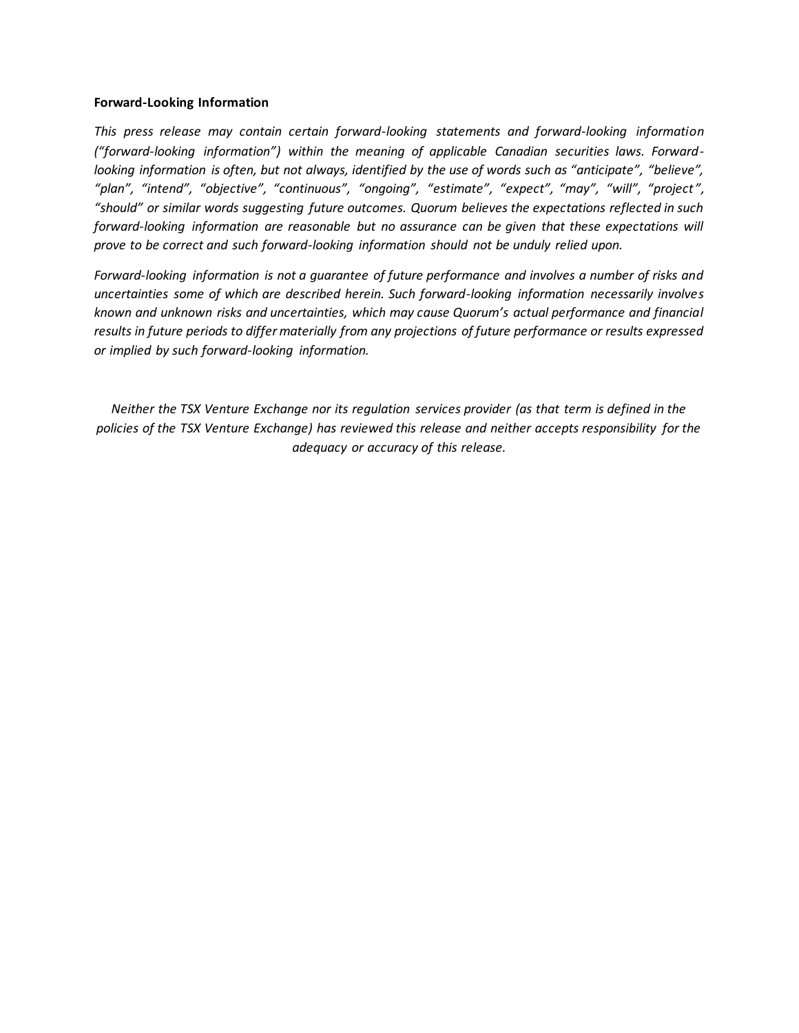**Forward-Looking Information**

*This press release may contain certain forward-looking statements and forward-looking information (“forward-looking information”) within the meaning of applicable Canadian securities laws. Forward-looking information is often, but not always, identified by the use of words such as “anticipate”, “believe”, “plan”, “intend”, “objective”, “continuous”, “ongoing”, “estimate”, “expect”, “may”, “will”, “project”, “should” or similar words suggesting future outcomes. Quorum believes the expectations reflected in such forward-looking information are reasonable but no assurance can be given that these expectations will prove to be correct and such forward-looking information should not be unduly relied upon.*

*Forward-looking information is not a guarantee of future performance and involves a number of risks and uncertainties some of which are described herein. Such forward-looking information necessarily involves known and unknown risks and uncertainties, which may cause Quorum’s actual performance and financial results in future periods to differ materially from any projections of future performance or results expressed or implied by such forward-looking information.*

*Neither the TSX Venture Exchange nor its regulation services provider (as that term is defined in the policies of the TSX Venture Exchange) has reviewed this release and neither accepts responsibility for the adequacy or accuracy of this release.*